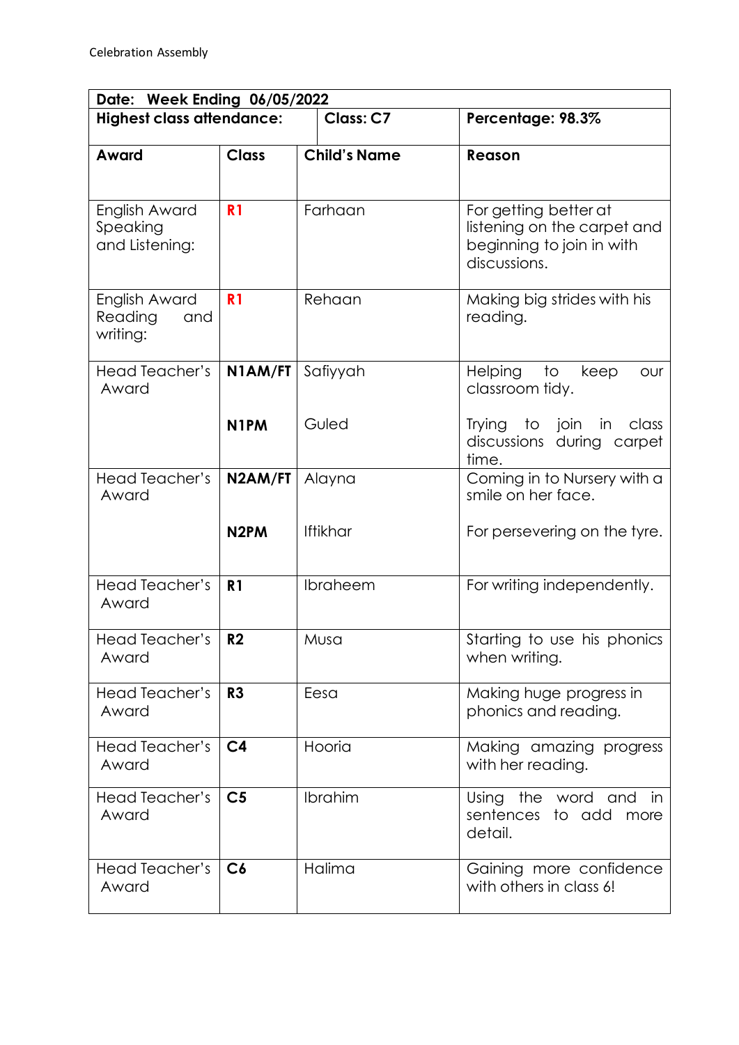Celebration Assembly

| Date: Week Ending 06/05/2022 | | | |
|---|---|---|---|
| **Highest class attendance:** | | **Class: C7** | **Percentage: 98.3%** |
| **Award** | **Class** | **Child's Name** | **Reason** |
| English Award Speaking and Listening: | **R1** | Farhaan | For getting better at listening on the carpet and beginning to join in with discussions. |
| English Award Reading and writing: | **R1** | Rehaan | Making big strides with his reading. |
| Head Teacher's Award | **N1AM/FT** | Safiyyah | Helping to keep our classroom tidy. |
| | **N1PM** | Guled | Trying to join in class discussions during carpet time. |
| Head Teacher's Award | **N2AM/FT** | Alayna | Coming in to Nursery with a smile on her face. |
| | **N2PM** | Iftikhar | For persevering on the tyre. |
| Head Teacher's Award | **R1** | Ibraheem | For writing independently. |
| Head Teacher's Award | **R2** | Musa | Starting to use his phonics when writing. |
| Head Teacher's Award | **R3** | Eesa | Making huge progress in phonics and reading. |
| Head Teacher's Award | **C4** | Hooria | Making amazing progress with her reading. |
| Head Teacher's Award | **C5** | Ibrahim | Using the word and in sentences to add more detail. |
| Head Teacher's Award | **C6** | Halima | Gaining more confidence with others in class 6! |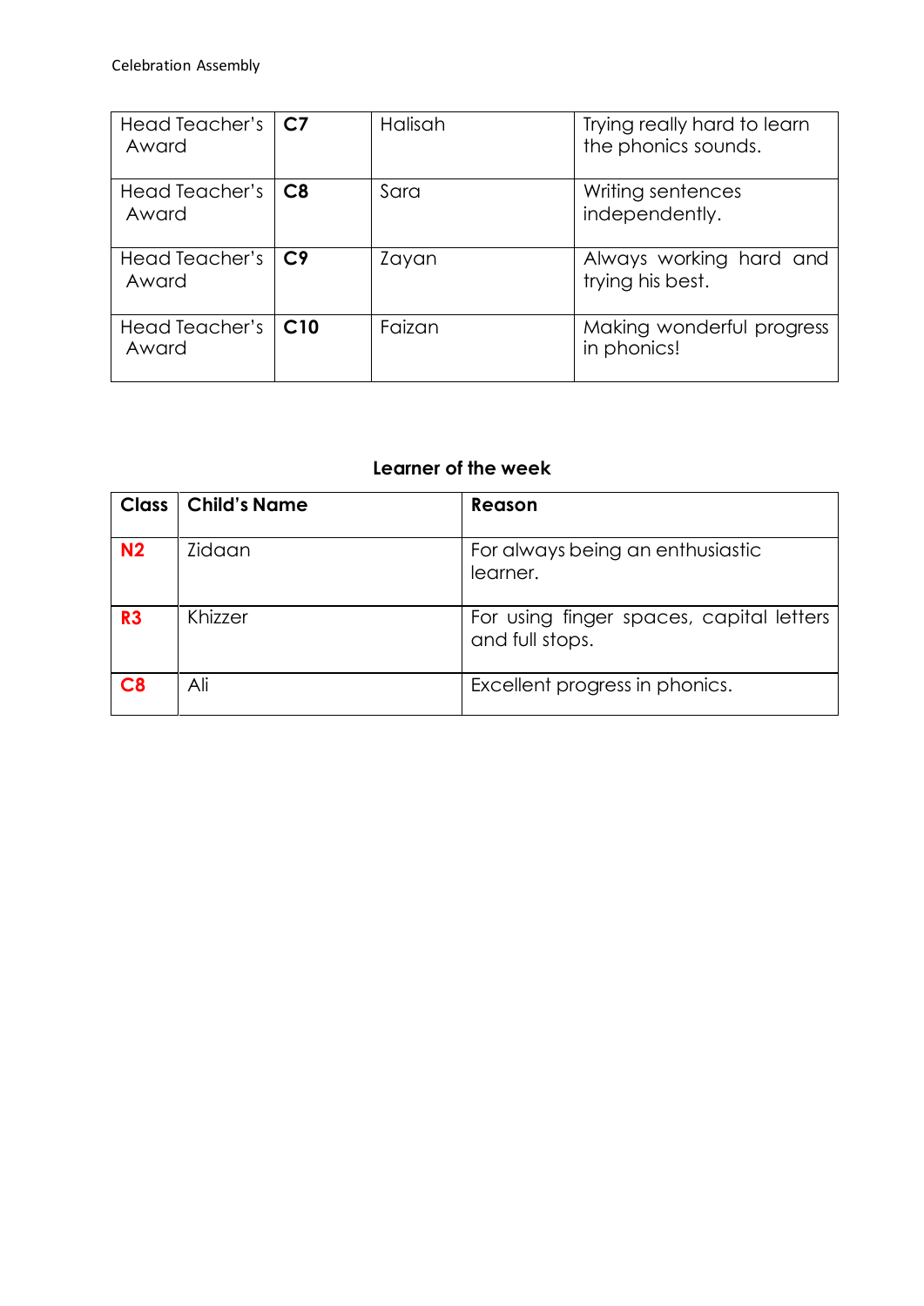| | | | |
|---|---|---|---|
| Head Teacher's Award | **C7** | Halisah | Trying really hard to learn the phonics sounds. |
| Head Teacher's Award | **C8** | Sara | Writing sentences independently. |
| Head Teacher's Award | **C9** | Zayan | Always working hard and trying his best. |
| Head Teacher's Award | **C10** | Faizan | Making wonderful progress in phonics! |

**Learner of the week**

| Class | Child's Name | Reason |
|---|---|---|
| **N2** | Zidaan | For always being an enthusiastic learner. |
| **R3** | Khizzer | For using finger spaces, capital letters and full stops. |
| **C8** | Ali | Excellent progress in phonics. |